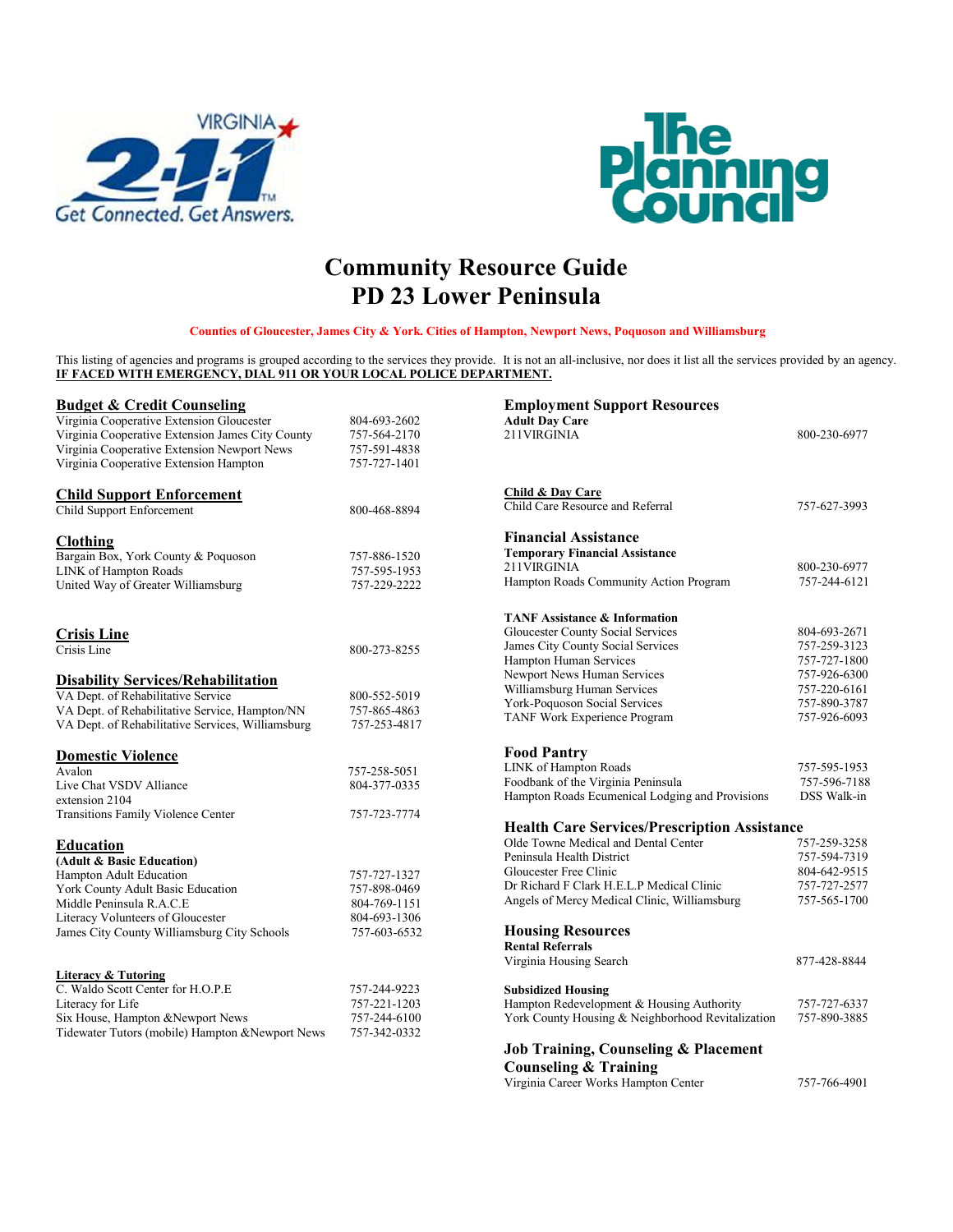# Community Resource Guide
# PD 23 Lower Peninsula

**Counties of Gloucester, James City & York. Cities of Hampton, Newport News, Poquoson and Williamsburg**

This listing of agencies and programs is grouped according to the services they provide. It is not an all-inclusive, nor does it list all the services provided by an agency.
**IF FACED WITH EMERGENCY, DIAL 911 OR YOUR LOCAL POLICE DEPARTMENT.**

## Budget & Credit Counseling

| | |
|---|---|
| Virginia Cooperative Extension Gloucester | 804-693-2602 |
| Virginia Cooperative Extension James City County | 757-564-2170 |
| Virginia Cooperative Extension Newport News | 757-591-4838 |
| Virginia Cooperative Extension Hampton | 757-727-1401 |

## Child Support Enforcement

| | |
|---|---|
| Child Support Enforcement | 800-468-8894 |

## Clothing

| | |
|---|---|
| Bargain Box, York County & Poquoson | 757-886-1520 |
| LINK of Hampton Roads | 757-595-1953 |
| United Way of Greater Williamsburg | 757-229-2222 |

## Crisis Line

| | |
|---|---|
| Crisis Line | 800-273-8255 |

## Disability Services/Rehabilitation

| | |
|---|---|
| VA Dept. of Rehabilitative Service | 800-552-5019 |
| VA Dept. of Rehabilitative Service, Hampton/NN | 757-865-4863 |
| VA Dept. of Rehabilitative Services, Williamsburg | 757-253-4817 |

## Domestic Violence

| | |
|---|---|
| Avalon | 757-258-5051 |
| Live Chat VSDV Alliance extension 2104 | 804-377-0335 |
| Transitions Family Violence Center | 757-723-7774 |

## Education

**(Adult & Basic Education)**

| | |
|---|---|
| Hampton Adult Education | 757-727-1327 |
| York County Adult Basic Education | 757-898-0469 |
| Middle Peninsula R.A.C.E | 804-769-1151 |
| Literacy Volunteers of Gloucester | 804-693-1306 |
| James City County Williamsburg City Schools | 757-603-6532 |

### Literacy & Tutoring

| | |
|---|---|
| C. Waldo Scott Center for H.O.P.E | 757-244-9223 |
| Literacy for Life | 757-221-1203 |
| Six House, Hampton &Newport News | 757-244-6100 |
| Tidewater Tutors (mobile) Hampton &Newport News | 757-342-0332 |

## Employment Support Resources

**Adult Day Care**

| | |
|---|---|
| 211VIRGINIA | 800-230-6977 |

### Child & Day Care

| | |
|---|---|
| Child Care Resource and Referral | 757-627-3993 |

## Financial Assistance

**Temporary Financial Assistance**

| | |
|---|---|
| 211VIRGINIA | 800-230-6977 |
| Hampton Roads Community Action Program | 757-244-6121 |

**TANF Assistance & Information**

| | |
|---|---|
| Gloucester County Social Services | 804-693-2671 |
| James City County Social Services | 757-259-3123 |
| Hampton Human Services | 757-727-1800 |
| Newport News Human Services | 757-926-6300 |
| Williamsburg Human Services | 757-220-6161 |
| York-Poquoson Social Services | 757-890-3787 |
| TANF Work Experience Program | 757-926-6093 |

## Food Pantry

| | |
|---|---|
| LINK of Hampton Roads | 757-595-1953 |
| Foodbank of the Virginia Peninsula | 757-596-7188 |
| Hampton Roads Ecumenical Lodging and Provisions | DSS Walk-in |

## Health Care Services/Prescription Assistance

| | |
|---|---|
| Olde Towne Medical and Dental Center | 757-259-3258 |
| Peninsula Health District | 757-594-7319 |
| Gloucester Free Clinic | 804-642-9515 |
| Dr Richard F Clark H.E.L.P Medical Clinic | 757-727-2577 |
| Angels of Mercy Medical Clinic, Williamsburg | 757-565-1700 |

## Housing Resources

**Rental Referrals**

| | |
|---|---|
| Virginia Housing Search | 877-428-8844 |

**Subsidized Housing**

| | |
|---|---|
| Hampton Redevelopment & Housing Authority | 757-727-6337 |
| York County Housing & Neighborhood Revitalization | 757-890-3885 |

## Job Training, Counseling & Placement

## Counseling & Training

| | |
|---|---|
| Virginia Career Works Hampton Center | 757-766-4901 |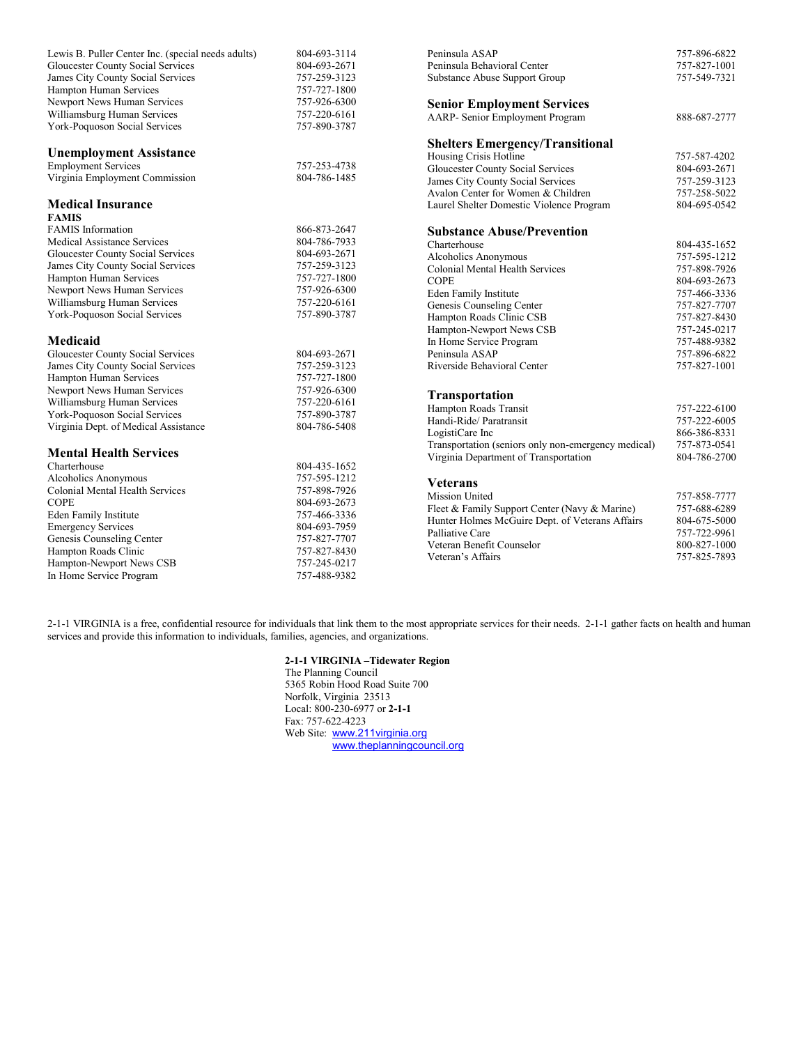| | |
|---|---|
| Lewis B. Puller Center Inc. (special needs adults) | 804-693-3114 |
| Gloucester County Social Services | 804-693-2671 |
| James City County Social Services | 757-259-3123 |
| Hampton Human Services | 757-727-1800 |
| Newport News Human Services | 757-926-6300 |
| Williamsburg Human Services | 757-220-6161 |
| York-Poquoson Social Services | 757-890-3787 |

## Unemployment Assistance

| | |
|---|---|
| Employment Services | 757-253-4738 |
| Virginia Employment Commission | 804-786-1485 |

## Medical Insurance

**FAMIS**

| | |
|---|---|
| FAMIS Information | 866-873-2647 |
| Medical Assistance Services | 804-786-7933 |
| Gloucester County Social Services | 804-693-2671 |
| James City County Social Services | 757-259-3123 |
| Hampton Human Services | 757-727-1800 |
| Newport News Human Services | 757-926-6300 |
| Williamsburg Human Services | 757-220-6161 |
| York-Poquoson Social Services | 757-890-3787 |

## Medicaid

| | |
|---|---|
| Gloucester County Social Services | 804-693-2671 |
| James City County Social Services | 757-259-3123 |
| Hampton Human Services | 757-727-1800 |
| Newport News Human Services | 757-926-6300 |
| Williamsburg Human Services | 757-220-6161 |
| York-Poquoson Social Services | 757-890-3787 |
| Virginia Dept. of Medical Assistance | 804-786-5408 |

## Mental Health Services

| | |
|---|---|
| Charterhouse | 804-435-1652 |
| Alcoholics Anonymous | 757-595-1212 |
| Colonial Mental Health Services | 757-898-7926 |
| COPE | 804-693-2673 |
| Eden Family Institute | 757-466-3336 |
| Emergency Services | 804-693-7959 |
| Genesis Counseling Center | 757-827-7707 |
| Hampton Roads Clinic | 757-827-8430 |
| Hampton-Newport News CSB | 757-245-0217 |
| In Home Service Program | 757-488-9382 |
| Peninsula ASAP | 757-896-6822 |
| Peninsula Behavioral Center | 757-827-1001 |
| Substance Abuse Support Group | 757-549-7321 |

## Senior Employment Services

| | |
|---|---|
| AARP- Senior Employment Program | 888-687-2777 |

## Shelters Emergency/Transitional

| | |
|---|---|
| Housing Crisis Hotline | 757-587-4202 |
| Gloucester County Social Services | 804-693-2671 |
| James City County Social Services | 757-259-3123 |
| Avalon Center for Women & Children | 757-258-5022 |
| Laurel Shelter Domestic Violence Program | 804-695-0542 |

## Substance Abuse/Prevention

| | |
|---|---|
| Charterhouse | 804-435-1652 |
| Alcoholics Anonymous | 757-595-1212 |
| Colonial Mental Health Services | 757-898-7926 |
| COPE | 804-693-2673 |
| Eden Family Institute | 757-466-3336 |
| Genesis Counseling Center | 757-827-7707 |
| Hampton Roads Clinic CSB | 757-827-8430 |
| Hampton-Newport News CSB | 757-245-0217 |
| In Home Service Program | 757-488-9382 |
| Peninsula ASAP | 757-896-6822 |
| Riverside Behavioral Center | 757-827-1001 |

## Transportation

| | |
|---|---|
| Hampton Roads Transit | 757-222-6100 |
| Handi-Ride/ Paratransit | 757-222-6005 |
| LogistiCare Inc | 866-386-8331 |
| Transportation (seniors only non-emergency medical) | 757-873-0541 |
| Virginia Department of Transportation | 804-786-2700 |

## Veterans

| | |
|---|---|
| Mission United | 757-858-7777 |
| Fleet & Family Support Center (Navy & Marine) | 757-688-6289 |
| Hunter Holmes McGuire Dept. of Veterans Affairs | 804-675-5000 |
| Palliative Care | 757-722-9961 |
| Veteran Benefit Counselor | 800-827-1000 |
| Veteran's Affairs | 757-825-7893 |

2-1-1 VIRGINIA is a free, confidential resource for individuals that link them to the most appropriate services for their needs. 2-1-1 gather facts on health and human services and provide this information to individuals, families, agencies, and organizations.

**2-1-1 VIRGINIA –Tidewater Region**
The Planning Council
5365 Robin Hood Road Suite 700
Norfolk, Virginia 23513
Local: 800-230-6977 or **2-1-1**
Fax: 757-622-4223
Web Site: www.211virginia.org
www.theplanningcouncil.org